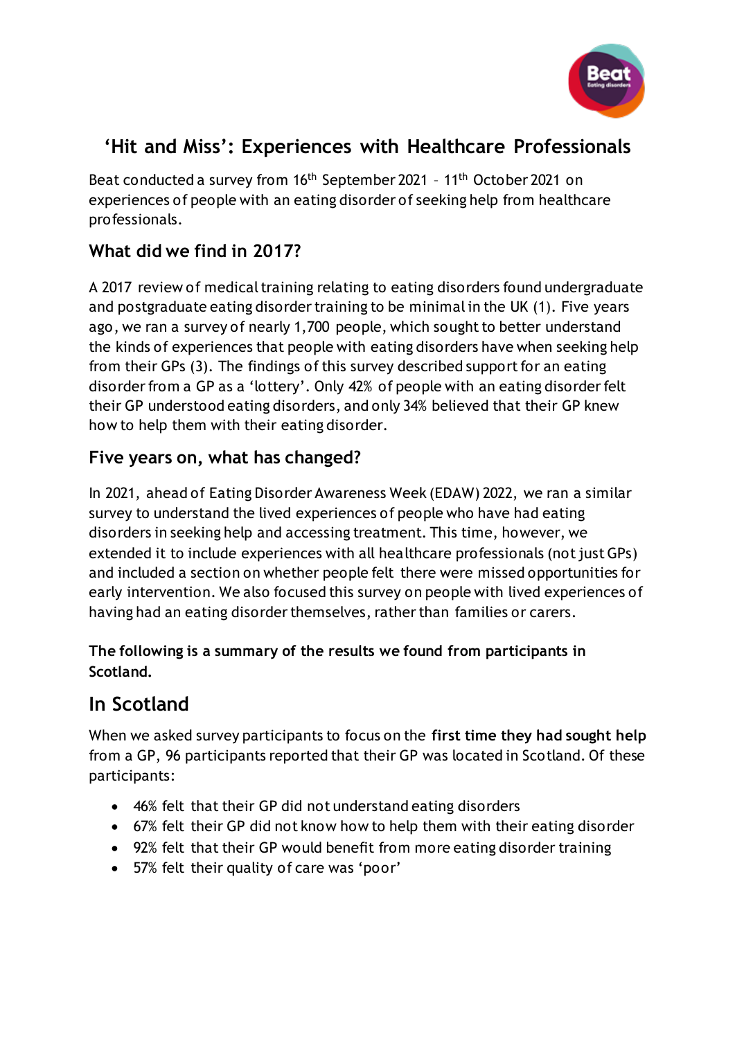# 'Hit and Miss': Experiences with Healthcare Professionals

Beat conducted a survey from 16th September 2021 – 11th October 2021 on experiences of people with an eating disorder of seeking help from healthcare professionals.

## What did we find in 2017?

A 2017 review of medical training relating to eating disorders found undergraduate and postgraduate eating disorder training to be minimal in the UK (1). Five years ago, we ran a survey of nearly 1,700 people, which sought to better understand the kinds of experiences that people with eating disorders have when seeking help from their GPs (3). The findings of this survey described support for an eating disorder from a GP as a 'lottery'. Only 42% of people with an eating disorder felt their GP understood eating disorders, and only 34% believed that their GP knew how to help them with their eating disorder.

## Five years on, what has changed?

In 2021, ahead of Eating Disorder Awareness Week (EDAW) 2022, we ran a similar survey to understand the lived experiences of people who have had eating disorders in seeking help and accessing treatment. This time, however, we extended it to include experiences with all healthcare professionals (not just GPs) and included a section on whether people felt there were missed opportunities for early intervention. We also focused this survey on people with lived experiences of having had an eating disorder themselves, rather than families or carers.

**The following is a summary of the results we found from participants in Scotland.**

## In Scotland

When we asked survey participants to focus on the **first time they had sought help** from a GP, 96 participants reported that their GP was located in Scotland. Of these participants:

- 46% felt that their GP did not understand eating disorders
- 67% felt their GP did not know how to help them with their eating disorder
- 92% felt that their GP would benefit from more eating disorder training
- 57% felt their quality of care was 'poor'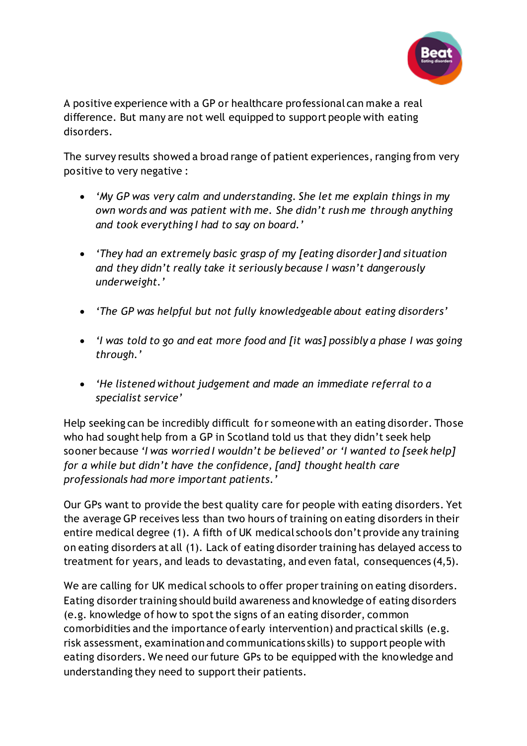A positive experience with a GP or healthcare professional can make a real difference. But many are not well equipped to support people with eating disorders.

The survey results showed a broad range of patient experiences, ranging from very positive to very negative :

- *'My GP was very calm and understanding. She let me explain things in my own words and was patient with me. She didn't rush me through anything and took everything I had to say on board.'*
- *'They had an extremely basic grasp of my [eating disorder] and situation and they didn't really take it seriously because I wasn't dangerously underweight.'*
- *'The GP was helpful but not fully knowledgeable about eating disorders'*
- *'I was told to go and eat more food and [it was] possibly a phase I was going through.'*
- *'He listened without judgement and made an immediate referral to a specialist service'*

Help seeking can be incredibly difficult for someone with an eating disorder. Those who had sought help from a GP in Scotland told us that they didn't seek help sooner because *'I was worried I wouldn't be believed'* or *'I wanted to [seek help] for a while but didn't have the confidence, [and] thought health care professionals had more important patients.'*

Our GPs want to provide the best quality care for people with eating disorders. Yet the average GP receives less than two hours of training on eating disorders in their entire medical degree (1). A fifth of UK medical schools don't provide any training on eating disorders at all (1). Lack of eating disorder training has delayed access to treatment for years, and leads to devastating, and even fatal, consequences (4,5).

We are calling for UK medical schools to offer proper training on eating disorders. Eating disorder training should build awareness and knowledge of eating disorders (e.g. knowledge of how to spot the signs of an eating disorder, common comorbidities and the importance of early intervention) and practical skills (e.g. risk assessment, examination and communications skills) to support people with eating disorders. We need our future GPs to be equipped with the knowledge and understanding they need to support their patients.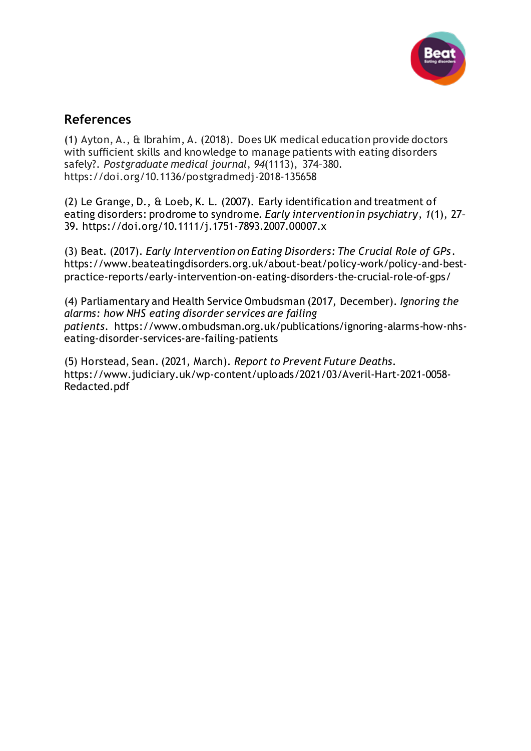## References

(1) Ayton, A., & Ibrahim, A. (2018). Does UK medical education provide doctors with sufficient skills and knowledge to manage patients with eating disorders safely?. *Postgraduate medical journal*, *94*(1113), 374–380. https://doi.org/10.1136/postgradmedj-2018-135658

(2) Le Grange, D., & Loeb, K. L. (2007). Early identification and treatment of eating disorders: prodrome to syndrome. *Early intervention in psychiatry*, *1*(1), 27–39. https://doi.org/10.1111/j.1751-7893.2007.00007.x

(3) Beat. (2017). *Early Intervention on Eating Disorders: The Crucial Role of GPs*. https://www.beateatingdisorders.org.uk/about-beat/policy-work/policy-and-best-practice-reports/early-intervention-on-eating-disorders-the-crucial-role-of-gps/

(4) Parliamentary and Health Service Ombudsman (2017, December). *Ignoring the alarms: how NHS eating disorder services are failing patients*. https://www.ombudsman.org.uk/publications/ignoring-alarms-how-nhs-eating-disorder-services-are-failing-patients

(5) Horstead, Sean. (2021, March). *Report to Prevent Future Deaths*. https://www.judiciary.uk/wp-content/uploads/2021/03/Averil-Hart-2021-0058-Redacted.pdf